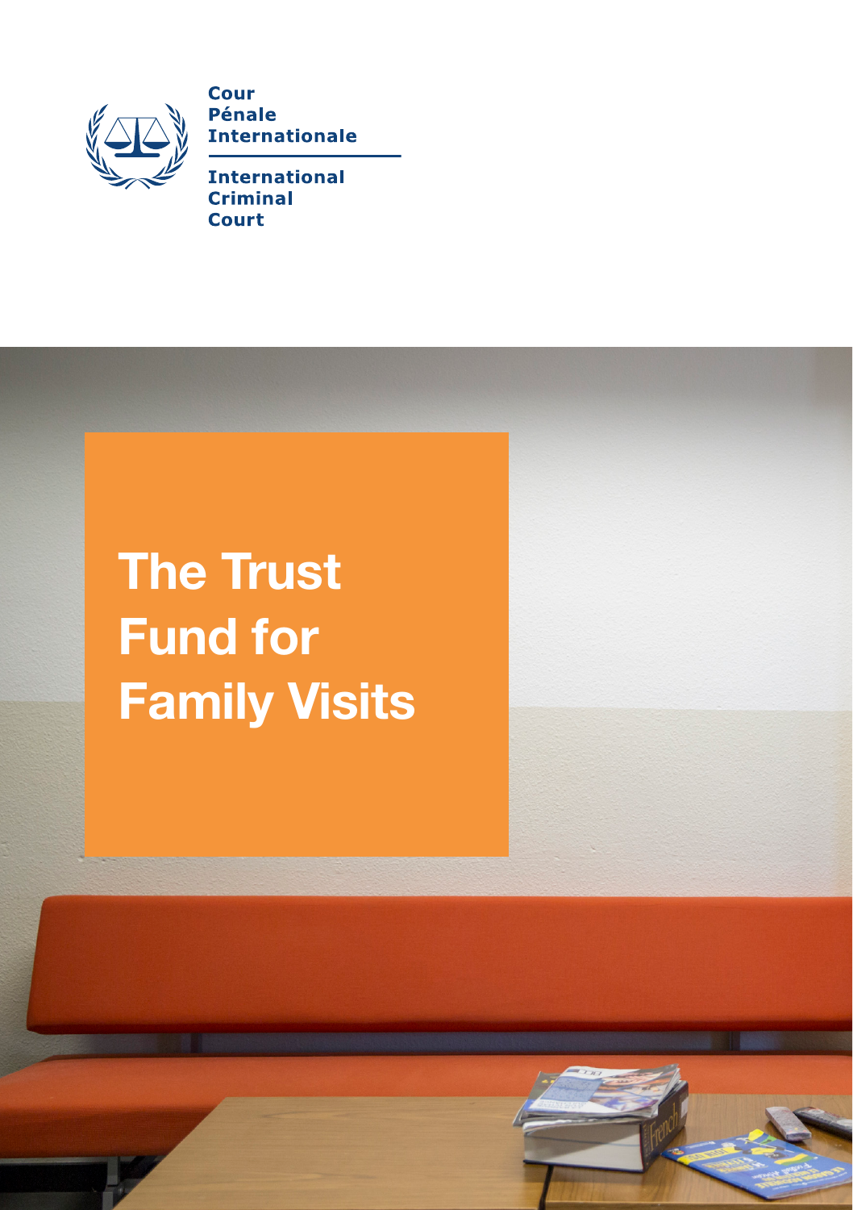Cour
Pénale
Internationale

International
Criminal
Court

# The Trust Fund for Family Visits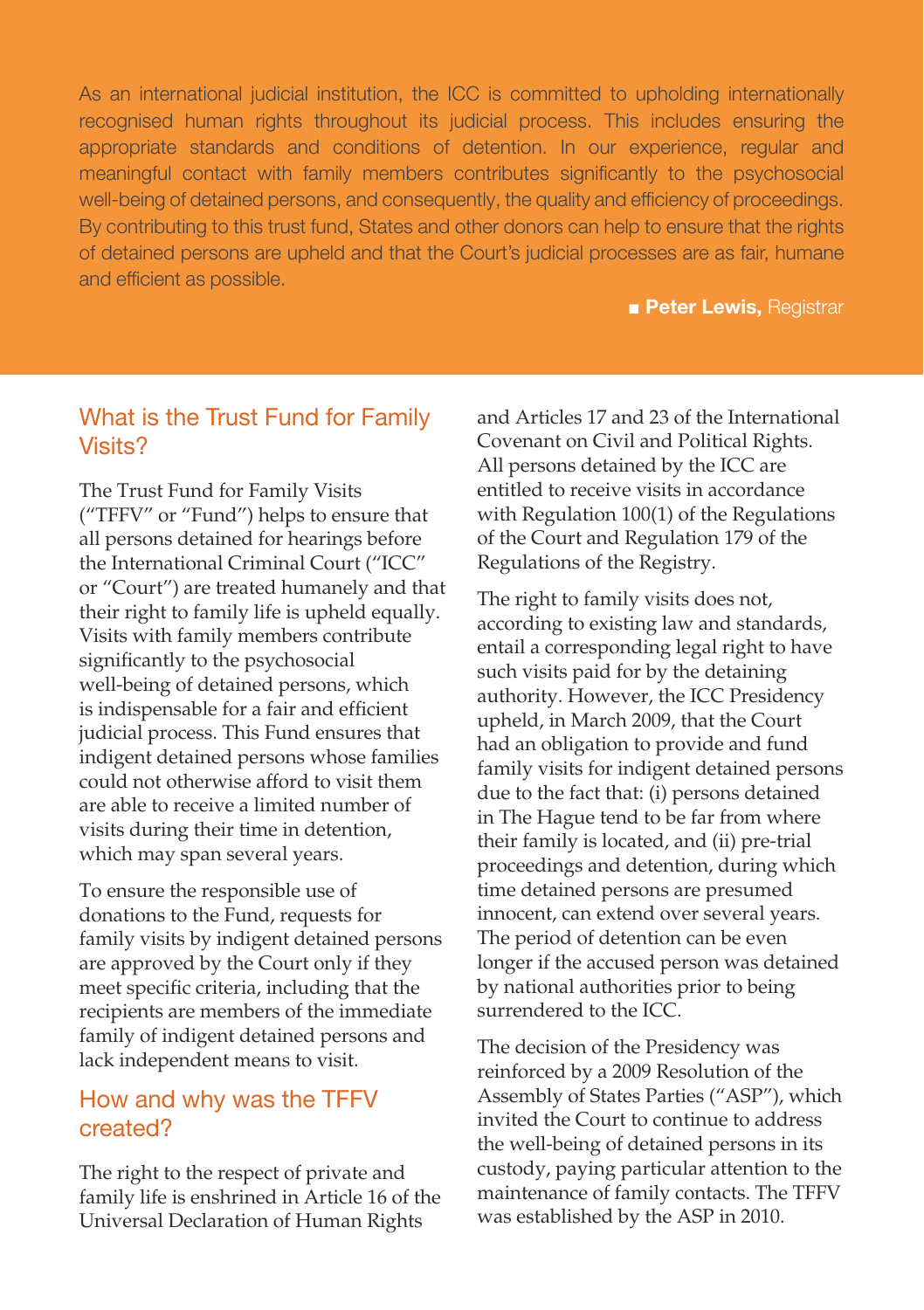As an international judicial institution, the ICC is committed to upholding internationally recognised human rights throughout its judicial process. This includes ensuring the appropriate standards and conditions of detention. In our experience, regular and meaningful contact with family members contributes significantly to the psychosocial well-being of detained persons, and consequently, the quality and efficiency of proceedings. By contributing to this trust fund, States and other donors can help to ensure that the rights of detained persons are upheld and that the Court's judicial processes are as fair, humane and efficient as possible.

■ **Peter Lewis,** Registrar

## What is the Trust Fund for Family Visits?

The Trust Fund for Family Visits ("TFFV" or "Fund") helps to ensure that all persons detained for hearings before the International Criminal Court ("ICC" or "Court") are treated humanely and that their right to family life is upheld equally. Visits with family members contribute significantly to the psychosocial well-being of detained persons, which is indispensable for a fair and efficient judicial process. This Fund ensures that indigent detained persons whose families could not otherwise afford to visit them are able to receive a limited number of visits during their time in detention, which may span several years.

To ensure the responsible use of donations to the Fund, requests for family visits by indigent detained persons are approved by the Court only if they meet specific criteria, including that the recipients are members of the immediate family of indigent detained persons and lack independent means to visit.

## How and why was the TFFV created?

The right to the respect of private and family life is enshrined in Article 16 of the Universal Declaration of Human Rights and Articles 17 and 23 of the International Covenant on Civil and Political Rights. All persons detained by the ICC are entitled to receive visits in accordance with Regulation 100(1) of the Regulations of the Court and Regulation 179 of the Regulations of the Registry.

The right to family visits does not, according to existing law and standards, entail a corresponding legal right to have such visits paid for by the detaining authority. However, the ICC Presidency upheld, in March 2009, that the Court had an obligation to provide and fund family visits for indigent detained persons due to the fact that: (i) persons detained in The Hague tend to be far from where their family is located, and (ii) pre-trial proceedings and detention, during which time detained persons are presumed innocent, can extend over several years. The period of detention can be even longer if the accused person was detained by national authorities prior to being surrendered to the ICC.

The decision of the Presidency was reinforced by a 2009 Resolution of the Assembly of States Parties ("ASP"), which invited the Court to continue to address the well-being of detained persons in its custody, paying particular attention to the maintenance of family contacts. The TFFV was established by the ASP in 2010.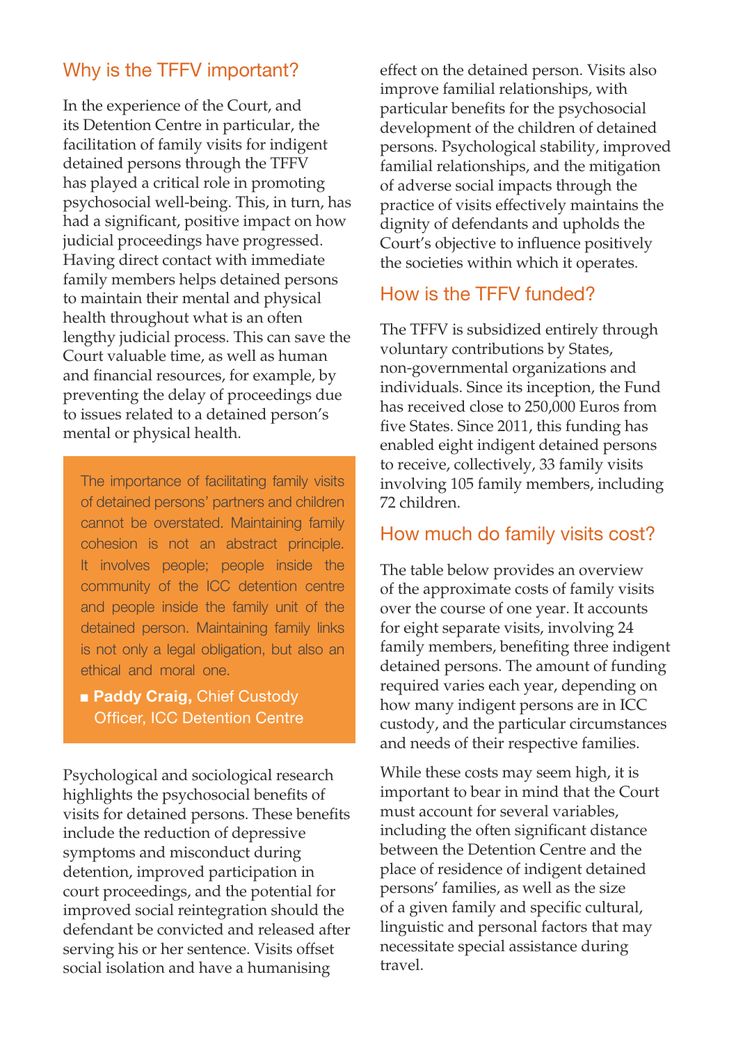## Why is the TFFV important?

In the experience of the Court, and its Detention Centre in particular, the facilitation of family visits for indigent detained persons through the TFFV has played a critical role in promoting psychosocial well-being. This, in turn, has had a significant, positive impact on how judicial proceedings have progressed. Having direct contact with immediate family members helps detained persons to maintain their mental and physical health throughout what is an often lengthy judicial process. This can save the Court valuable time, as well as human and financial resources, for example, by preventing the delay of proceedings due to issues related to a detained person's mental or physical health.

> The importance of facilitating family visits of detained persons' partners and children cannot be overstated. Maintaining family cohesion is not an abstract principle. It involves people; people inside the community of the ICC detention centre and people inside the family unit of the detained person. Maintaining family links is not only a legal obligation, but also an ethical and moral one.
>
> ■ **Paddy Craig,** Chief Custody Officer, ICC Detention Centre

Psychological and sociological research highlights the psychosocial benefits of visits for detained persons. These benefits include the reduction of depressive symptoms and misconduct during detention, improved participation in court proceedings, and the potential for improved social reintegration should the defendant be convicted and released after serving his or her sentence. Visits offset social isolation and have a humanising effect on the detained person. Visits also improve familial relationships, with particular benefits for the psychosocial development of the children of detained persons. Psychological stability, improved familial relationships, and the mitigation of adverse social impacts through the practice of visits effectively maintains the dignity of defendants and upholds the Court's objective to influence positively the societies within which it operates.

## How is the TFFV funded?

The TFFV is subsidized entirely through voluntary contributions by States, non-governmental organizations and individuals. Since its inception, the Fund has received close to 250,000 Euros from five States. Since 2011, this funding has enabled eight indigent detained persons to receive, collectively, 33 family visits involving 105 family members, including 72 children.

## How much do family visits cost?

The table below provides an overview of the approximate costs of family visits over the course of one year. It accounts for eight separate visits, involving 24 family members, benefiting three indigent detained persons. The amount of funding required varies each year, depending on how many indigent persons are in ICC custody, and the particular circumstances and needs of their respective families.

While these costs may seem high, it is important to bear in mind that the Court must account for several variables, including the often significant distance between the Detention Centre and the place of residence of indigent detained persons' families, as well as the size of a given family and specific cultural, linguistic and personal factors that may necessitate special assistance during travel.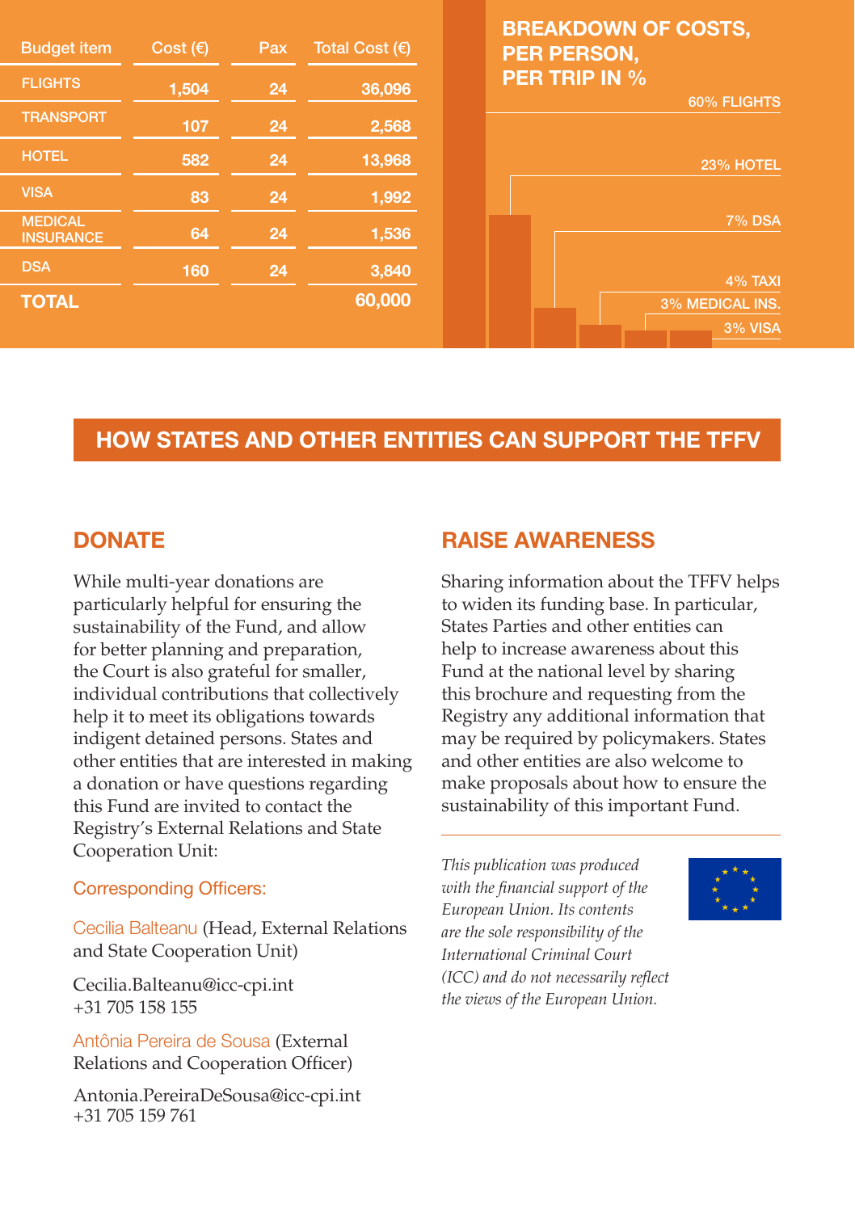| Budget item | Cost (€) | Pax | Total Cost (€) |
|---|---|---|---|
| FLIGHTS | 1,504 | 24 | 36,096 |
| TRANSPORT | 107 | 24 | 2,568 |
| HOTEL | 582 | 24 | 13,968 |
| VISA | 83 | 24 | 1,992 |
| MEDICAL INSURANCE | 64 | 24 | 1,536 |
| DSA | 160 | 24 | 3,840 |
| **TOTAL** | | | **60,000** |

**BREAKDOWN OF COSTS, PER PERSON, PER TRIP IN %**

60% FLIGHTS

23% HOTEL

7% DSA

4% TAXI

3% MEDICAL INS.

3% VISA

## HOW STATES AND OTHER ENTITIES CAN SUPPORT THE TFFV

### DONATE

While multi-year donations are particularly helpful for ensuring the sustainability of the Fund, and allow for better planning and preparation, the Court is also grateful for smaller, individual contributions that collectively help it to meet its obligations towards indigent detained persons. States and other entities that are interested in making a donation or have questions regarding this Fund are invited to contact the Registry's External Relations and State Cooperation Unit:

Corresponding Officers:

Cecilia Balteanu (Head, External Relations and State Cooperation Unit)

Cecilia.Balteanu@icc-cpi.int
+31 705 158 155

Antônia Pereira de Sousa (External Relations and Cooperation Officer)

Antonia.PereiraDeSousa@icc-cpi.int
+31 705 159 761

### RAISE AWARENESS

Sharing information about the TFFV helps to widen its funding base. In particular, States Parties and other entities can help to increase awareness about this Fund at the national level by sharing this brochure and requesting from the Registry any additional information that may be required by policymakers. States and other entities are also welcome to make proposals about how to ensure the sustainability of this important Fund.

*This publication was produced with the financial support of the European Union. Its contents are the sole responsibility of the International Criminal Court (ICC) and do not necessarily reflect the views of the European Union.*